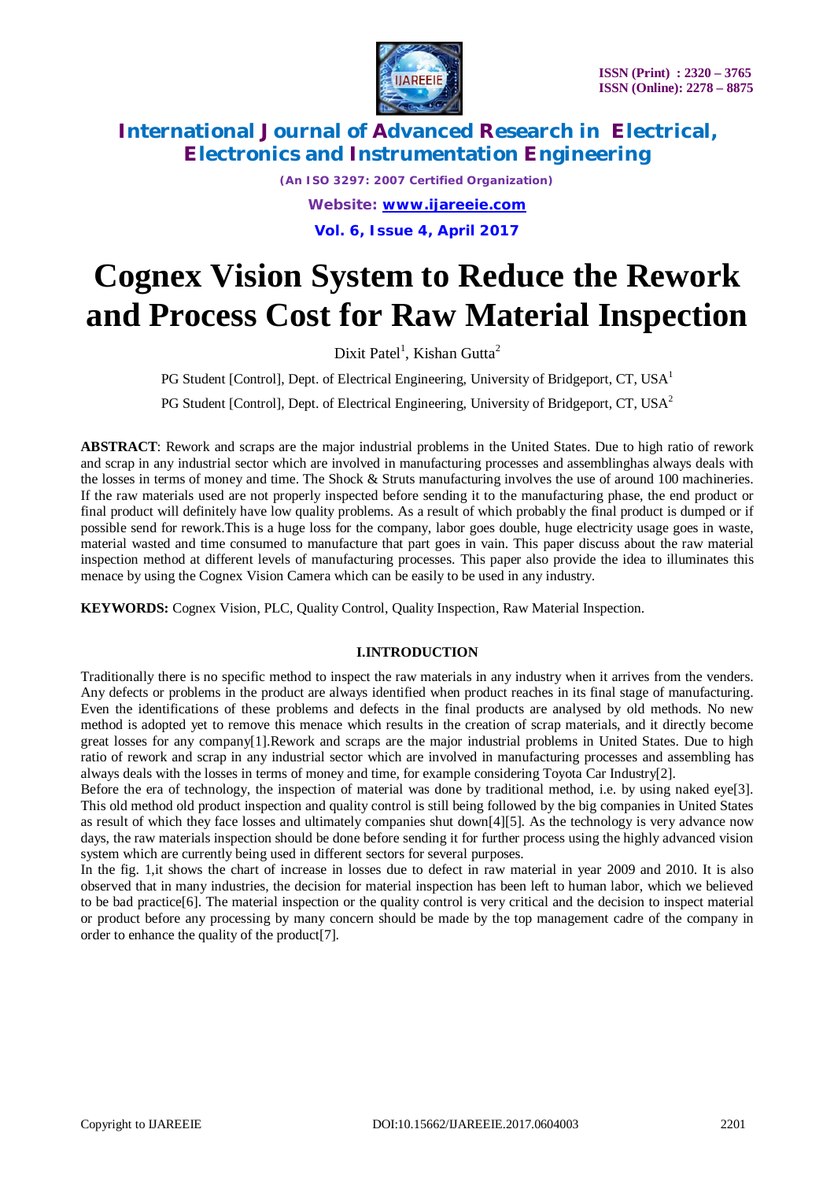# Cognex Vision System to Reduce the Rework and Process Cost for Raw Material Inspection

Dixit Patel[1], Kishan Gutta[2]

PG Student [Control], Dept. of Electrical Engineering, University of Bridgeport, CT, USA[1]

PG Student [Control], Dept. of Electrical Engineering, University of Bridgeport, CT, USA[2]

**ABSTRACT**: Rework and scraps are the major industrial problems in the United States. Due to high ratio of rework and scrap in any industrial sector which are involved in manufacturing processes and assemblinghas always deals with the losses in terms of money and time. The Shock & Struts manufacturing involves the use of around 100 machineries. If the raw materials used are not properly inspected before sending it to the manufacturing phase, the end product or final product will definitely have low quality problems. As a result of which probably the final product is dumped or if possible send for rework.This is a huge loss for the company, labor goes double, huge electricity usage goes in waste, material wasted and time consumed to manufacture that part goes in vain. This paper discuss about the raw material inspection method at different levels of manufacturing processes. This paper also provide the idea to illuminates this menace by using the Cognex Vision Camera which can be easily to be used in any industry.

**KEYWORDS:** Cognex Vision, PLC, Quality Control, Quality Inspection, Raw Material Inspection.

## I.INTRODUCTION

Traditionally there is no specific method to inspect the raw materials in any industry when it arrives from the venders. Any defects or problems in the product are always identified when product reaches in its final stage of manufacturing. Even the identifications of these problems and defects in the final products are analysed by old methods. No new method is adopted yet to remove this menace which results in the creation of scrap materials, and it directly become great losses for any company[1].Rework and scraps are the major industrial problems in United States. Due to high ratio of rework and scrap in any industrial sector which are involved in manufacturing processes and assembling has always deals with the losses in terms of money and time, for example considering Toyota Car Industry[2].

Before the era of technology, the inspection of material was done by traditional method, i.e. by using naked eye[3]. This old method old product inspection and quality control is still being followed by the big companies in United States as result of which they face losses and ultimately companies shut down[4][5]. As the technology is very advance now days, the raw materials inspection should be done before sending it for further process using the highly advanced vision system which are currently being used in different sectors for several purposes.

In the fig. 1,it shows the chart of increase in losses due to defect in raw material in year 2009 and 2010. It is also observed that in many industries, the decision for material inspection has been left to human labor, which we believed to be bad practice[6]. The material inspection or the quality control is very critical and the decision to inspect material or product before any processing by many concern should be made by the top management cadre of the company in order to enhance the quality of the product[7].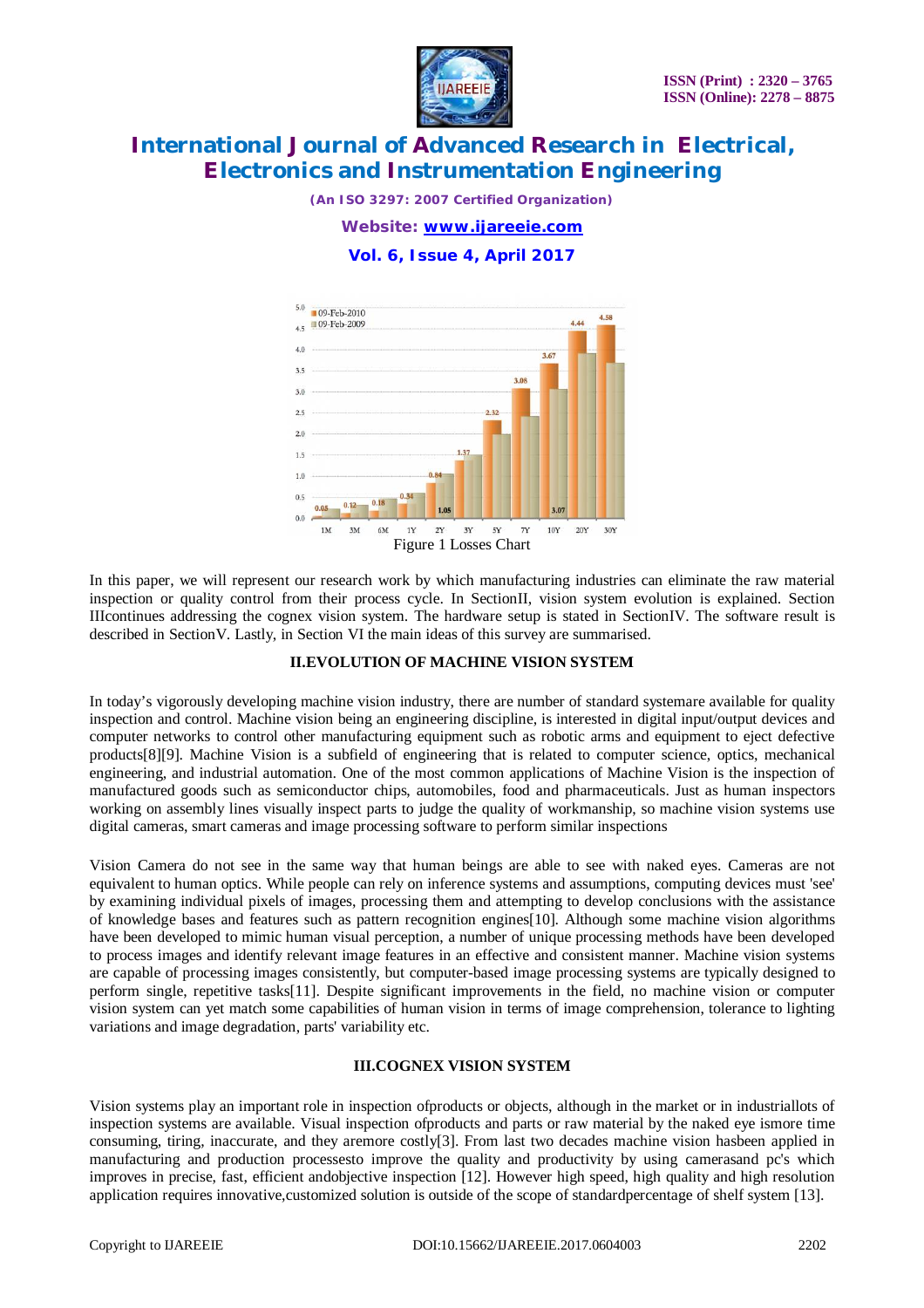Figure 1 Losses Chart

In this paper, we will represent our research work by which manufacturing industries can eliminate the raw material inspection or quality control from their process cycle. In SectionII, vision system evolution is explained. Section IIIcontinues addressing the cognex vision system. The hardware setup is stated in SectionIV. The software result is described in SectionV. Lastly, in Section VI the main ideas of this survey are summarised.

## II.EVOLUTION OF MACHINE VISION SYSTEM

In today's vigorously developing machine vision industry, there are number of standard systemare available for quality inspection and control. Machine vision being an engineering discipline, is interested in digital input/output devices and computer networks to control other manufacturing equipment such as robotic arms and equipment to eject defective products[8][9]. Machine Vision is a subfield of engineering that is related to computer science, optics, mechanical engineering, and industrial automation. One of the most common applications of Machine Vision is the inspection of manufactured goods such as semiconductor chips, automobiles, food and pharmaceuticals. Just as human inspectors working on assembly lines visually inspect parts to judge the quality of workmanship, so machine vision systems use digital cameras, smart cameras and image processing software to perform similar inspections

Vision Camera do not see in the same way that human beings are able to see with naked eyes. Cameras are not equivalent to human optics. While people can rely on inference systems and assumptions, computing devices must 'see' by examining individual pixels of images, processing them and attempting to develop conclusions with the assistance of knowledge bases and features such as pattern recognition engines[10]. Although some machine vision algorithms have been developed to mimic human visual perception, a number of unique processing methods have been developed to process images and identify relevant image features in an effective and consistent manner. Machine vision systems are capable of processing images consistently, but computer-based image processing systems are typically designed to perform single, repetitive tasks[11]. Despite significant improvements in the field, no machine vision or computer vision system can yet match some capabilities of human vision in terms of image comprehension, tolerance to lighting variations and image degradation, parts' variability etc.

## III.COGNEX VISION SYSTEM

Vision systems play an important role in inspection ofproducts or objects, although in the market or in industriallots of inspection systems are available. Visual inspection ofproducts and parts or raw material by the naked eye ismore time consuming, tiring, inaccurate, and they aremore costly[3]. From last two decades machine vision hasbeen applied in manufacturing and production processesto improve the quality and productivity by using camerasand pc's which improves in precise, fast, efficient andobjective inspection [12]. However high speed, high quality and high resolution application requires innovative,customized solution is outside of the scope of standardpercentage of shelf system [13].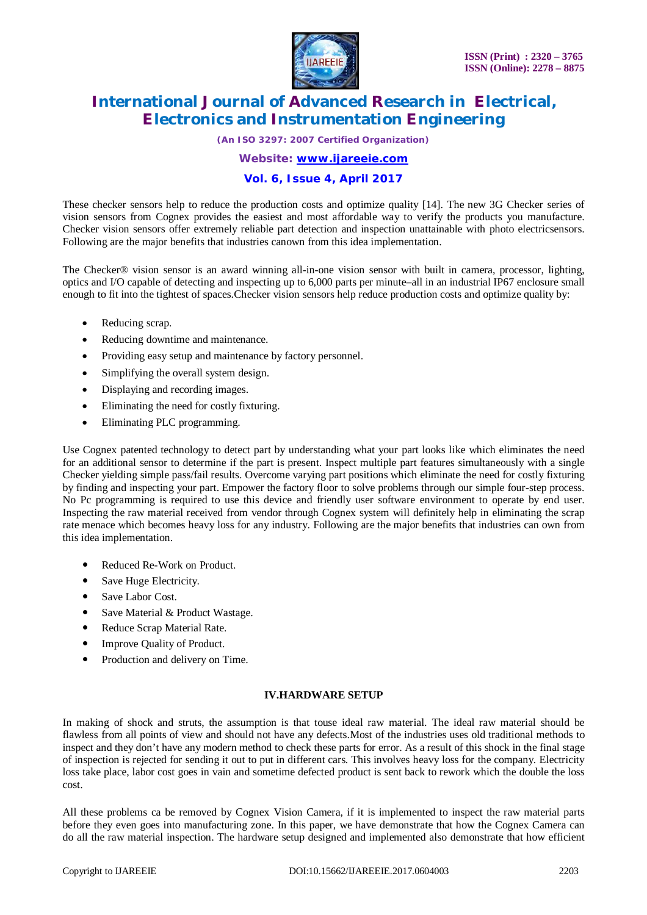These checker sensors help to reduce the production costs and optimize quality [14]. The new 3G Checker series of vision sensors from Cognex provides the easiest and most affordable way to verify the products you manufacture. Checker vision sensors offer extremely reliable part detection and inspection unattainable with photo electricsensors. Following are the major benefits that industries canown from this idea implementation.

The Checker® vision sensor is an award winning all-in-one vision sensor with built in camera, processor, lighting, optics and I/O capable of detecting and inspecting up to 6,000 parts per minute–all in an industrial IP67 enclosure small enough to fit into the tightest of spaces.Checker vision sensors help reduce production costs and optimize quality by:

- Reducing scrap.
- Reducing downtime and maintenance.
- Providing easy setup and maintenance by factory personnel.
- Simplifying the overall system design.
- Displaying and recording images.
- Eliminating the need for costly fixturing.
- Eliminating PLC programming.

Use Cognex patented technology to detect part by understanding what your part looks like which eliminates the need for an additional sensor to determine if the part is present. Inspect multiple part features simultaneously with a single Checker yielding simple pass/fail results. Overcome varying part positions which eliminate the need for costly fixturing by finding and inspecting your part. Empower the factory floor to solve problems through our simple four-step process. No Pc programming is required to use this device and friendly user software environment to operate by end user. Inspecting the raw material received from vendor through Cognex system will definitely help in eliminating the scrap rate menace which becomes heavy loss for any industry. Following are the major benefits that industries can own from this idea implementation.

- Reduced Re-Work on Product.
- Save Huge Electricity.
- Save Labor Cost.
- Save Material & Product Wastage.
- Reduce Scrap Material Rate.
- Improve Quality of Product.
- Production and delivery on Time.

## IV.HARDWARE SETUP

In making of shock and struts, the assumption is that touse ideal raw material. The ideal raw material should be flawless from all points of view and should not have any defects.Most of the industries uses old traditional methods to inspect and they don't have any modern method to check these parts for error. As a result of this shock in the final stage of inspection is rejected for sending it out to put in different cars. This involves heavy loss for the company. Electricity loss take place, labor cost goes in vain and sometime defected product is sent back to rework which the double the loss cost.

All these problems ca be removed by Cognex Vision Camera, if it is implemented to inspect the raw material parts before they even goes into manufacturing zone. In this paper, we have demonstrate that how the Cognex Camera can do all the raw material inspection. The hardware setup designed and implemented also demonstrate that how efficient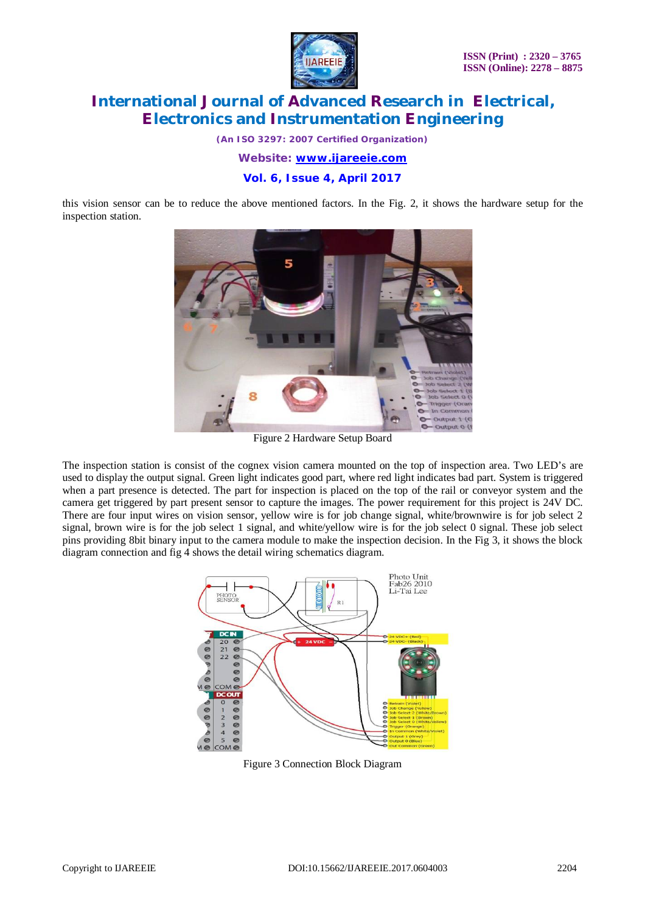this vision sensor can be to reduce the above mentioned factors. In the Fig. 2, it shows the hardware setup for the inspection station.

Figure 2 Hardware Setup Board

The inspection station is consist of the cognex vision camera mounted on the top of inspection area. Two LED's are used to display the output signal. Green light indicates good part, where red light indicates bad part. System is triggered when a part presence is detected. The part for inspection is placed on the top of the rail or conveyor system and the camera get triggered by part present sensor to capture the images. The power requirement for this project is 24V DC. There are four input wires on vision sensor, yellow wire is for job change signal, white/brownwire is for job select 2 signal, brown wire is for the job select 1 signal, and white/yellow wire is for the job select 0 signal. These job select pins providing 8bit binary input to the camera module to make the inspection decision. In the Fig 3, it shows the block diagram connection and fig 4 shows the detail wiring schematics diagram.

Figure 3 Connection Block Diagram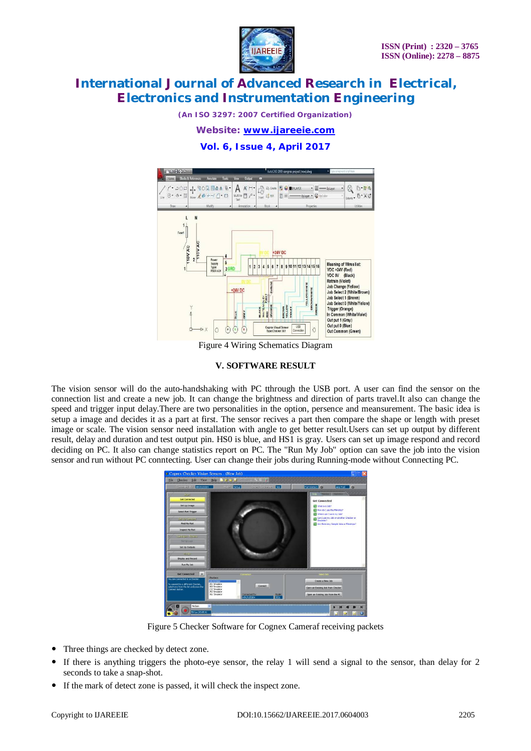Figure 4 Wiring Schematics Diagram

## V. SOFTWARE RESULT

The vision sensor will do the auto-handshaking with PC tthrough the USB port. A user can find the sensor on the connection list and create a new job. It can change the brightness and direction of parts travel.It also can change the speed and trigger input delay.There are two personalities in the option, personality and measurement. The basic idea is setup a image and decides it as a part at first. The sensor recives a part then compare the shape or length with preset image or scale. The vision sensor need installation with angle to get better result.Users can set up output by different result, delay and duration and test output pin. HS0 is blue, and HS1 is gray. Users can set up image respond and record deciding on PC. It also can change statistics report on PC. The "Run My Job" option can save the job into the vision sensor and run without PC conntecting. User can change their jobs during Running-mode without Connecting PC.

Figure 5 Checker Software for Cognex Cameraf receiving packets

- Three things are checked by detect zone.
- If there is anything triggers the photo-eye sensor, the relay 1 will send a signal to the sensor, than delay for 2 seconds to take a snap-shot.
- If the mark of detect zone is passed, it will check the inspect zone.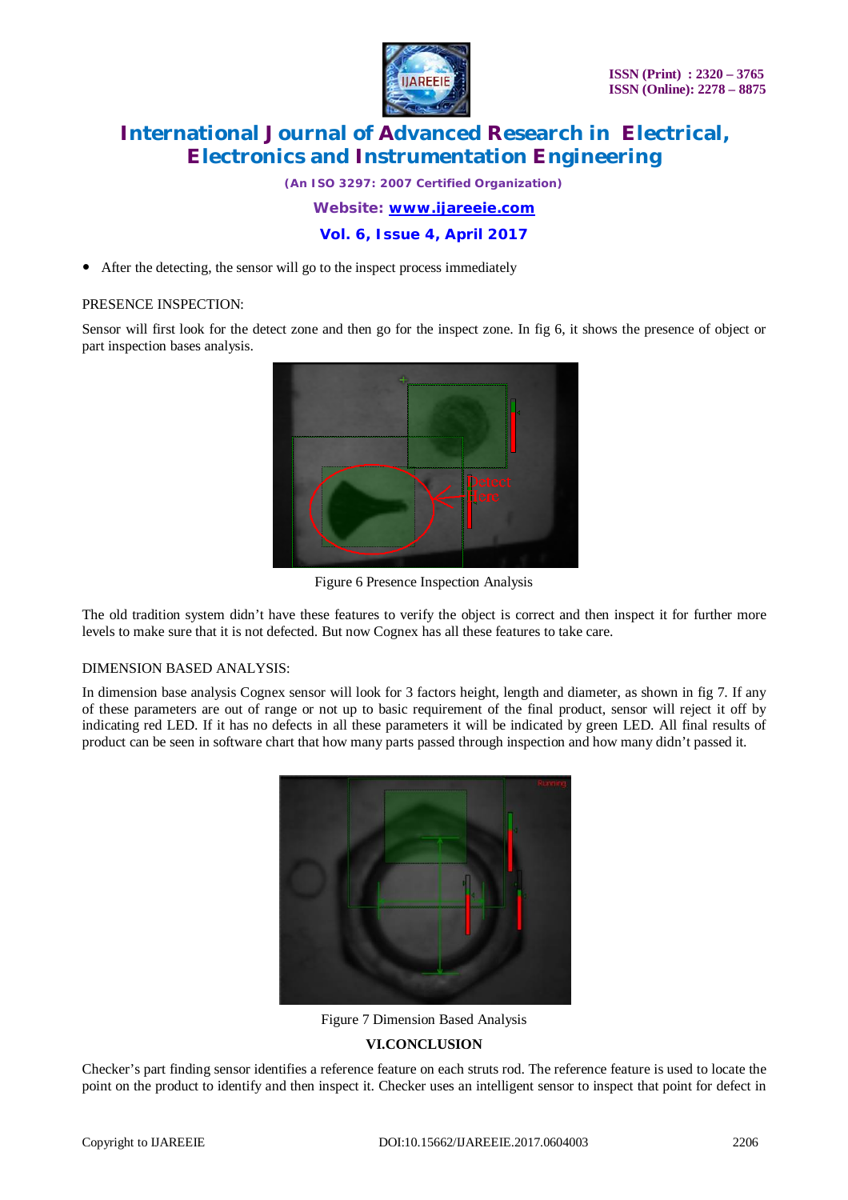- After the detecting, the sensor will go to the inspect process immediately

PRESENCE INSPECTION:

Sensor will first look for the detect zone and then go for the inspect zone. In fig 6, it shows the presence of object or part inspection bases analysis.

Figure 6 Presence Inspection Analysis

The old tradition system didn't have these features to verify the object is correct and then inspect it for further more levels to make sure that it is not defected. But now Cognex has all these features to take care.

DIMENSION BASED ANALYSIS:

In dimension base analysis Cognex sensor will look for 3 factors height, length and diameter, as shown in fig 7. If any of these parameters are out of range or not up to basic requirement of the final product, sensor will reject it off by indicating red LED. If it has no defects in all these parameters it will be indicated by green LED. All final results of product can be seen in software chart that how many parts passed through inspection and how many didn't passed it.

Figure 7 Dimension Based Analysis

## VI.CONCLUSION

Checker's part finding sensor identifies a reference feature on each struts rod. The reference feature is used to locate the point on the product to identify and then inspect it. Checker uses an intelligent sensor to inspect that point for defect in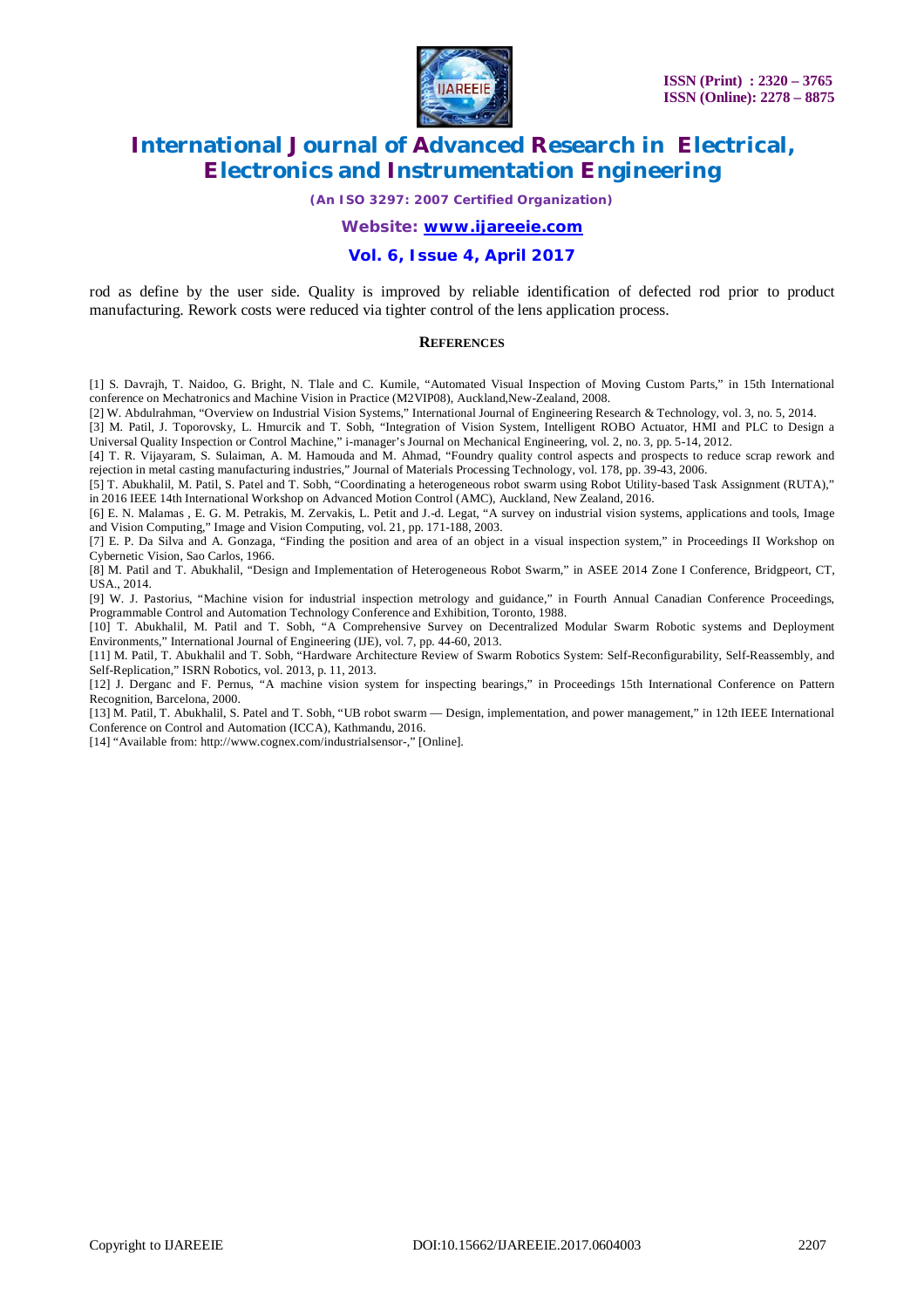rod as define by the user side. Quality is improved by reliable identification of defected rod prior to product manufacturing. Rework costs were reduced via tighter control of the lens application process.

## REFERENCES

[1] S. Davrajh, T. Naidoo, G. Bright, N. Tlale and C. Kumile, "Automated Visual Inspection of Moving Custom Parts," in 15th International conference on Mechatronics and Machine Vision in Practice (M2VIP08), Auckland,New-Zealand, 2008.

[2] W. Abdulrahman, "Overview on Industrial Vision Systems," International Journal of Engineering Research & Technology, vol. 3, no. 5, 2014.

[3] M. Patil, J. Toporovsky, L. Hmurcik and T. Sobh, "Integration of Vision System, Intelligent ROBO Actuator, HMI and PLC to Design a Universal Quality Inspection or Control Machine," i-manager's Journal on Mechanical Engineering, vol. 2, no. 3, pp. 5-14, 2012.

[4] T. R. Vijayaram, S. Sulaiman, A. M. Hamouda and M. Ahmad, "Foundry quality control aspects and prospects to reduce scrap rework and rejection in metal casting manufacturing industries," Journal of Materials Processing Technology, vol. 178, pp. 39-43, 2006.

[5] T. Abukhalil, M. Patil, S. Patel and T. Sobh, "Coordinating a heterogeneous robot swarm using Robot Utility-based Task Assignment (RUTA)," in 2016 IEEE 14th International Workshop on Advanced Motion Control (AMC), Auckland, New Zealand, 2016.

[6] E. N. Malamas , E. G. M. Petrakis, M. Zervakis, L. Petit and J.-d. Legat, "A survey on industrial vision systems, applications and tools, Image and Vision Computing," Image and Vision Computing, vol. 21, pp. 171-188, 2003.

[7] E. P. Da Silva and A. Gonzaga, "Finding the position and area of an object in a visual inspection system," in Proceedings II Workshop on Cybernetic Vision, Sao Carlos, 1966.

[8] M. Patil and T. Abukhalil, "Design and Implementation of Heterogeneous Robot Swarm," in ASEE 2014 Zone I Conference, Bridgpeort, CT, USA., 2014.

[9] W. J. Pastorius, "Machine vision for industrial inspection metrology and guidance," in Fourth Annual Canadian Conference Proceedings, Programmable Control and Automation Technology Conference and Exhibition, Toronto, 1988.

[10] T. Abukhalil, M. Patil and T. Sobh, "A Comprehensive Survey on Decentralized Modular Swarm Robotic systems and Deployment Environments," International Journal of Engineering (IJE), vol. 7, pp. 44-60, 2013.

[11] M. Patil, T. Abukhalil and T. Sobh, "Hardware Architecture Review of Swarm Robotics System: Self-Reconfigurability, Self-Reassembly, and Self-Replication," ISRN Robotics, vol. 2013, p. 11, 2013.

[12] J. Derganc and F. Pernus, "A machine vision system for inspecting bearings," in Proceedings 15th International Conference on Pattern Recognition, Barcelona, 2000.

[13] M. Patil, T. Abukhalil, S. Patel and T. Sobh, "UB robot swarm — Design, implementation, and power management," in 12th IEEE International Conference on Control and Automation (ICCA), Kathmandu, 2016.

[14] "Available from: http://www.cognex.com/industrialsensor-," [Online].